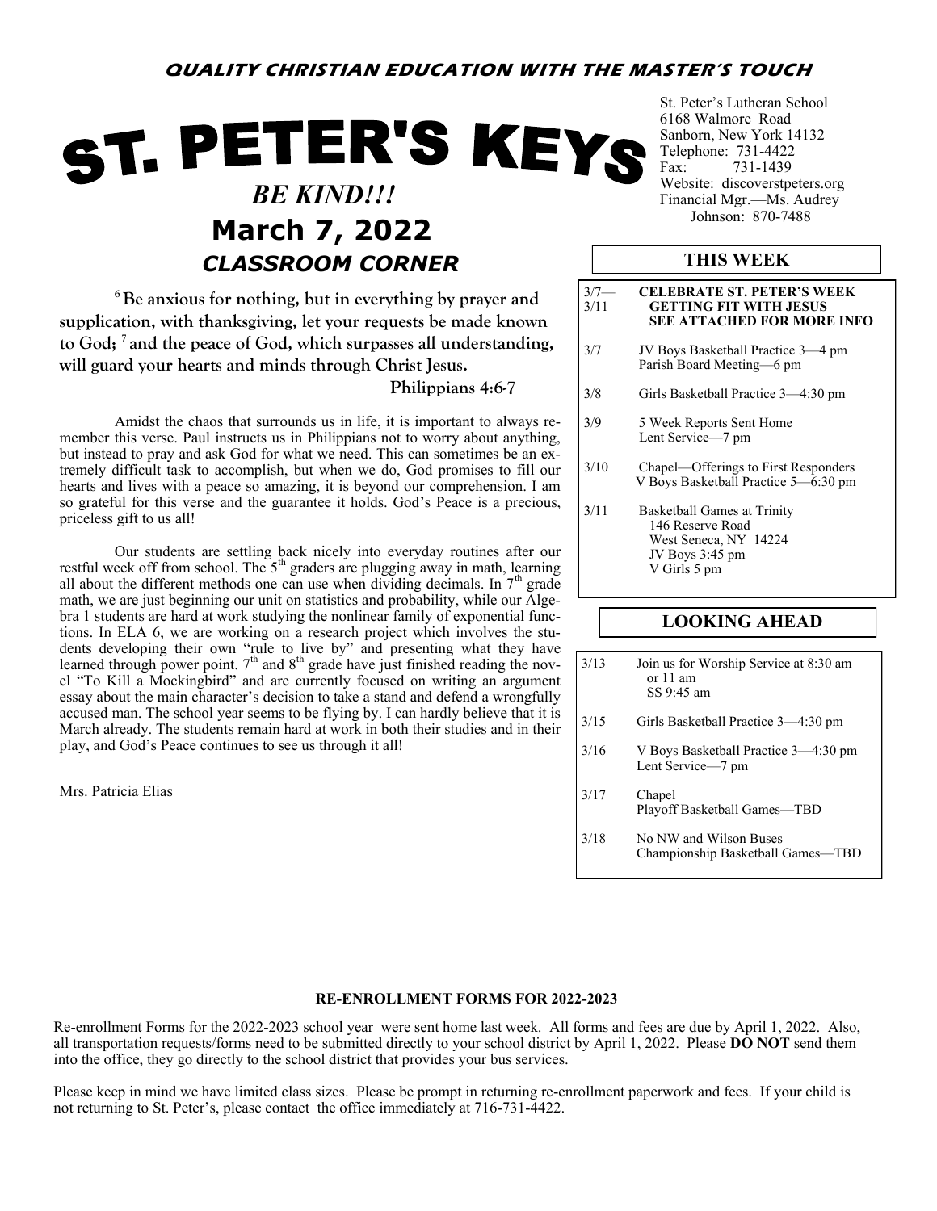**QUALITY CHRISTIAN EDUCATION WITH THE MASTER'S TOUCH**

# ST. PETER'S KEYS

***BE KIND!!!***

## March 7, 2022

### *CLASSROOM CORNER*

St. Peter's Lutheran School
6168 Walmore Road
Sanborn, New York 14132
Telephone: 731-4422
Fax: 731-1439
Website: discoverstpeters.org
Financial Mgr.—Ms. Audrey Johnson: 870-7488

**[6] Be anxious for nothing, but in everything by prayer and supplication, with thanksgiving, let your requests be made known to God; [7] and the peace of God, which surpasses all understanding, will guard your hearts and minds through Christ Jesus.**

**Philippians 4:6-7**

Amidst the chaos that surrounds us in life, it is important to always remember this verse. Paul instructs us in Philippians not to worry about anything, but instead to pray and ask God for what we need. This can sometimes be an extremely difficult task to accomplish, but when we do, God promises to fill our hearts and lives with a peace so amazing, it is beyond our comprehension. I am so grateful for this verse and the guarantee it holds. God's Peace is a precious, priceless gift to us all!

Our students are settling back nicely into everyday routines after our restful week off from school. The 5th graders are plugging away in math, learning all about the different methods one can use when dividing decimals. In 7th grade math, we are just beginning our unit on statistics and probability, while our Algebra 1 students are hard at work studying the nonlinear family of exponential functions. In ELA 6, we are working on a research project which involves the students developing their own "rule to live by" and presenting what they have learned through power point. 7th and 8th grade have just finished reading the novel "To Kill a Mockingbird" and are currently focused on writing an argument essay about the main character's decision to take a stand and defend a wrongfully accused man. The school year seems to be flying by. I can hardly believe that it is March already. The students remain hard at work in both their studies and in their play, and God's Peace continues to see us through it all!

Mrs. Patricia Elias

## THIS WEEK

| Date | Event |
|---|---|
| 3/7—3/11 | **CELEBRATE ST. PETER'S WEEK GETTING FIT WITH JESUS SEE ATTACHED FOR MORE INFO** |
| 3/7 | JV Boys Basketball Practice 3—4 pm<br>Parish Board Meeting—6 pm |
| 3/8 | Girls Basketball Practice 3—4:30 pm |
| 3/9 | 5 Week Reports Sent Home<br>Lent Service—7 pm |
| 3/10 | Chapel—Offerings to First Responders<br>V Boys Basketball Practice 5—6:30 pm |
| 3/11 | Basketball Games at Trinity<br>146 Reserve Road<br>West Seneca, NY 14224<br>JV Boys 3:45 pm<br>V Girls 5 pm |

## LOOKING AHEAD

| Date | Event |
|---|---|
| 3/13 | Join us for Worship Service at 8:30 am or 11 am<br>SS 9:45 am |
| 3/15 | Girls Basketball Practice 3—4:30 pm |
| 3/16 | V Boys Basketball Practice 3—4:30 pm<br>Lent Service—7 pm |
| 3/17 | Chapel<br>Playoff Basketball Games—TBD |
| 3/18 | No NW and Wilson Buses<br>Championship Basketball Games—TBD |

### RE-ENROLLMENT FORMS FOR 2022-2023

Re-enrollment Forms for the 2022-2023 school year were sent home last week. All forms and fees are due by April 1, 2022. Also, all transportation requests/forms need to be submitted directly to your school district by April 1, 2022. Please **DO NOT** send them into the office, they go directly to the school district that provides your bus services.

Please keep in mind we have limited class sizes. Please be prompt in returning re-enrollment paperwork and fees. If your child is not returning to St. Peter's, please contact the office immediately at 716-731-4422.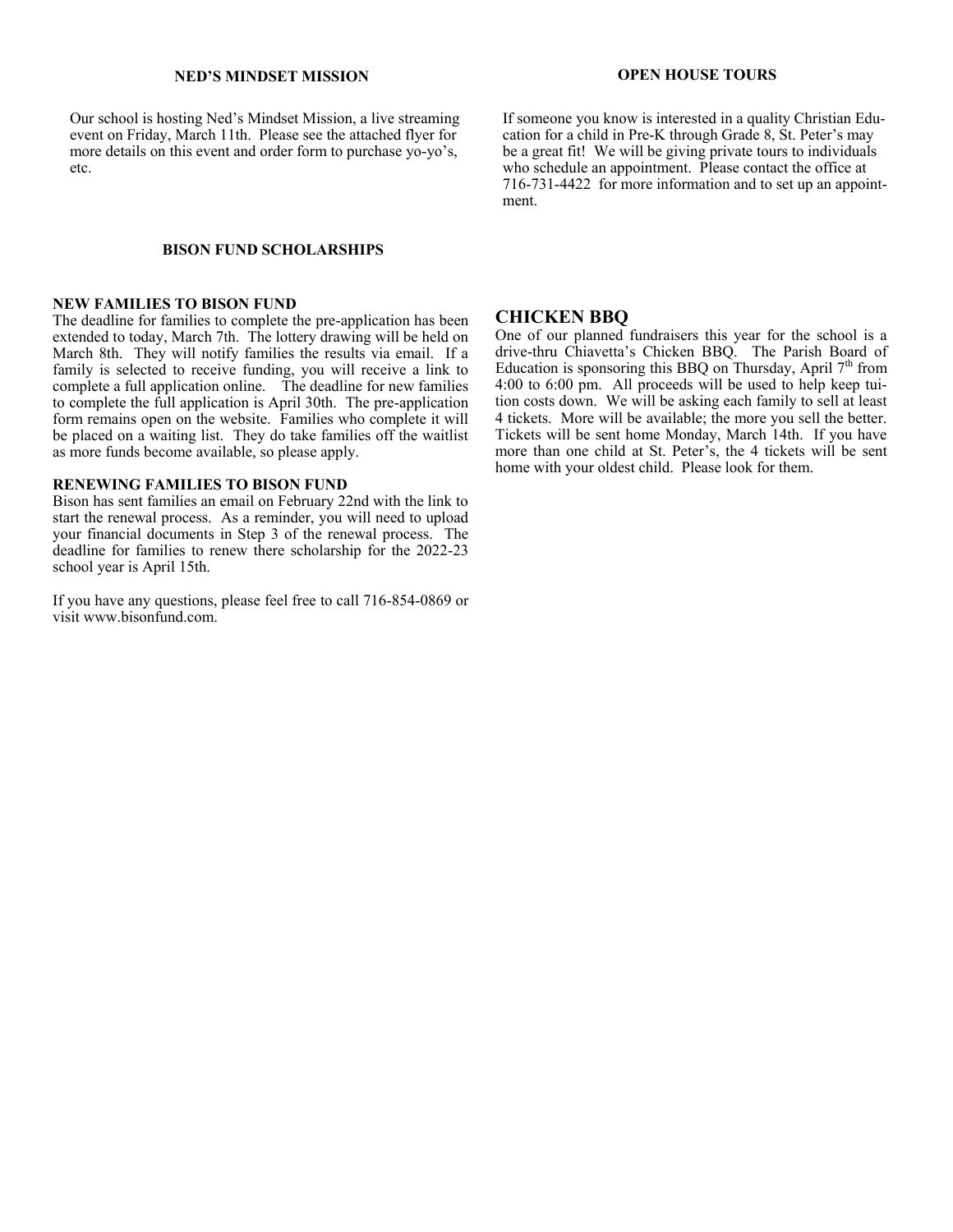## NED'S MINDSET MISSION

Our school is hosting Ned's Mindset Mission, a live streaming event on Friday, March 11th. Please see the attached flyer for more details on this event and order form to purchase yo-yo's, etc.

## BISON FUND SCHOLARSHIPS

**NEW FAMILIES TO BISON FUND**

The deadline for families to complete the pre-application has been extended to today, March 7th. The lottery drawing will be held on March 8th. They will notify families the results via email. If a family is selected to receive funding, you will receive a link to complete a full application online. The deadline for new families to complete the full application is April 30th. The pre-application form remains open on the website. Families who complete it will be placed on a waiting list. They do take families off the waitlist as more funds become available, so please apply.

**RENEWING FAMILIES TO BISON FUND**

Bison has sent families an email on February 22nd with the link to start the renewal process. As a reminder, you will need to upload your financial documents in Step 3 of the renewal process. The deadline for families to renew there scholarship for the 2022-23 school year is April 15th.

If you have any questions, please feel free to call 716-854-0869 or visit www.bisonfund.com.

## OPEN HOUSE TOURS

If someone you know is interested in a quality Christian Education for a child in Pre-K through Grade 8, St. Peter's may be a great fit! We will be giving private tours to individuals who schedule an appointment. Please contact the office at 716-731-4422 for more information and to set up an appointment.

## CHICKEN BBQ

One of our planned fundraisers this year for the school is a drive-thru Chiavetta's Chicken BBQ. The Parish Board of Education is sponsoring this BBQ on Thursday, April 7th from 4:00 to 6:00 pm. All proceeds will be used to help keep tuition costs down. We will be asking each family to sell at least 4 tickets. More will be available; the more you sell the better. Tickets will be sent home Monday, March 14th. If you have more than one child at St. Peter's, the 4 tickets will be sent home with your oldest child. Please look for them.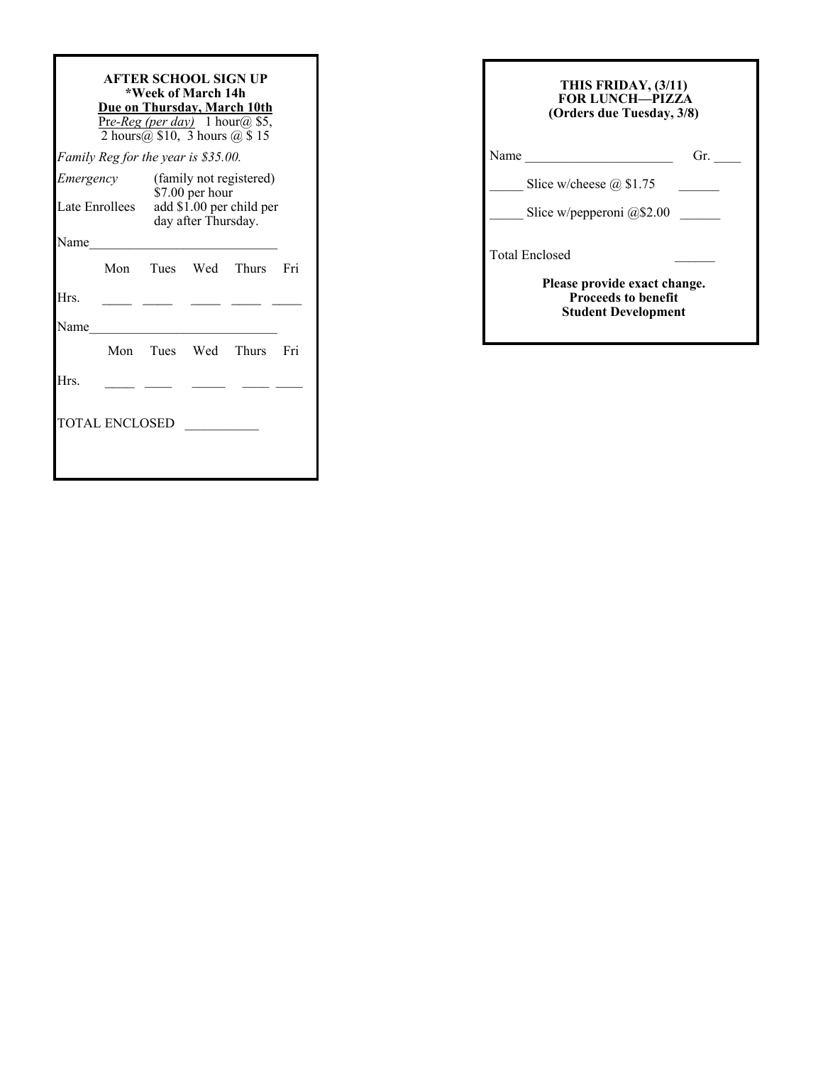**AFTER SCHOOL SIGN UP**
**\*Week of March 14h**
**<u>Due on Thursday, March 10th</u>**
<u>Pre-*Reg (per day)*</u> 1 hour@ $5, 2 hours@ $10, 3 hours @ $ 15

*Family Reg for the year is $35.00.*

*Emergency* (family not registered) $7.00 per hour

Late Enrollees add $1.00 per child per day after Thursday.

Name____________________________

| | Mon | Tues | Wed | Thurs | Fri |
|---|---|---|---|---|---|
| Hrs. | ____ | ____ | ____ | ____ | ____ |

Name____________________________

| | Mon | Tues | Wed | Thurs | Fri |
|---|---|---|---|---|---|
| Hrs. | ____ | ____ | ____ | ____ | ____ |

TOTAL ENCLOSED ___________

**THIS FRIDAY, (3/11)**
**FOR LUNCH—PIZZA**
**(Orders due Tuesday, 3/8)**

Name ______________________ Gr. ____

_____ Slice w/cheese @ $1.75 ______

_____ Slice w/pepperoni @$2.00 ______

Total Enclosed ______

**Please provide exact change.**
**Proceeds to benefit**
**Student Development**